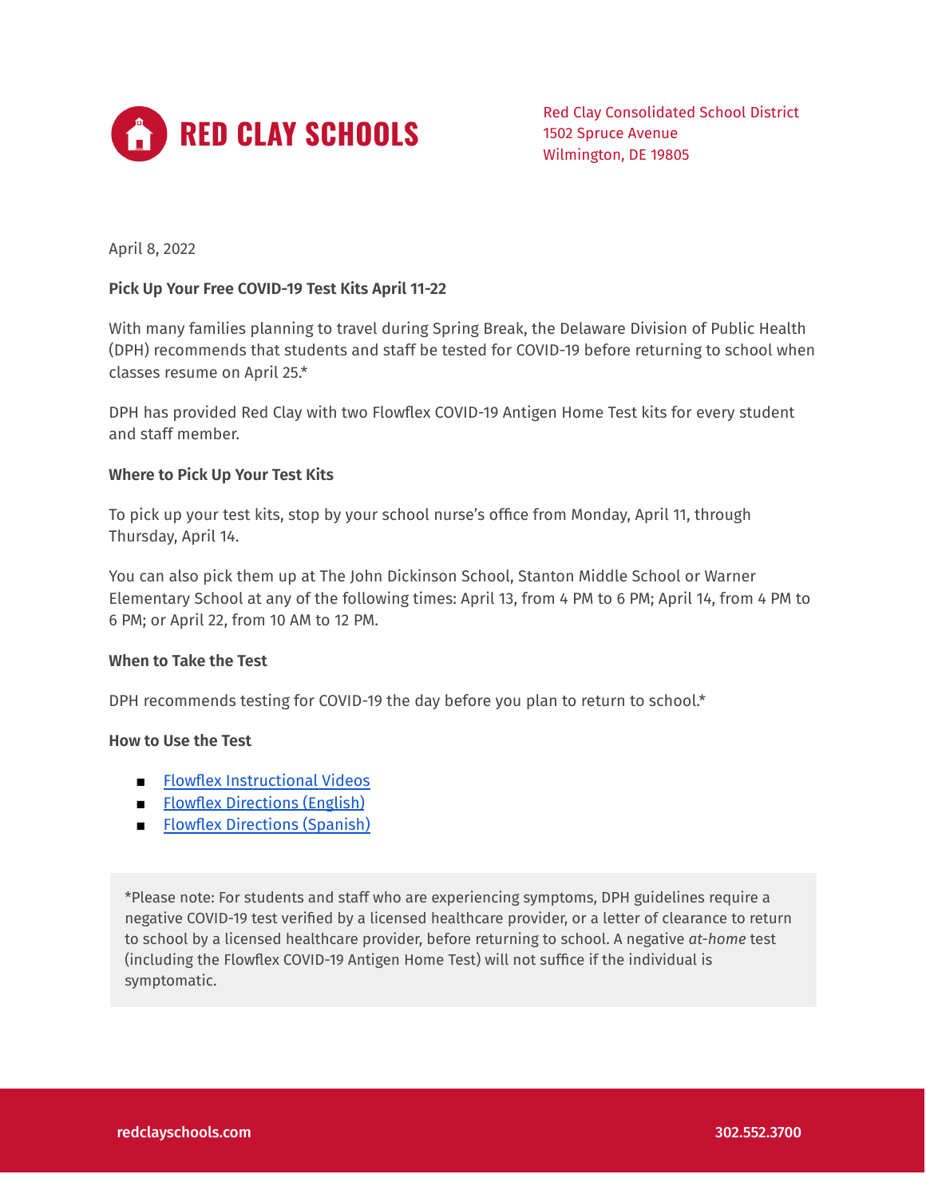# RED CLAY SCHOOLS

Red Clay Consolidated School District
1502 Spruce Avenue
Wilmington, DE 19805

April 8, 2022

**Pick Up Your Free COVID-19 Test Kits April 11-22**

With many families planning to travel during Spring Break, the Delaware Division of Public Health (DPH) recommends that students and staff be tested for COVID-19 before returning to school when classes resume on April 25.*

DPH has provided Red Clay with two Flowflex COVID-19 Antigen Home Test kits for every student and staff member.

**Where to Pick Up Your Test Kits**

To pick up your test kits, stop by your school nurse's office from Monday, April 11, through Thursday, April 14.

You can also pick them up at The John Dickinson School, Stanton Middle School or Warner Elementary School at any of the following times: April 13, from 4 PM to 6 PM; April 14, from 4 PM to 6 PM; or April 22, from 10 AM to 12 PM.

**When to Take the Test**

DPH recommends testing for COVID-19 the day before you plan to return to school.*

**How to Use the Test**

- Flowflex Instructional Videos
- Flowflex Directions (English)
- Flowflex Directions (Spanish)

*Please note: For students and staff who are experiencing symptoms, DPH guidelines require a negative COVID-19 test verified by a licensed healthcare provider, or a letter of clearance to return to school by a licensed healthcare provider, before returning to school. A negative *at-home* test (including the Flowflex COVID-19 Antigen Home Test) will not suffice if the individual is symptomatic.

redclayschools.com    302.552.3700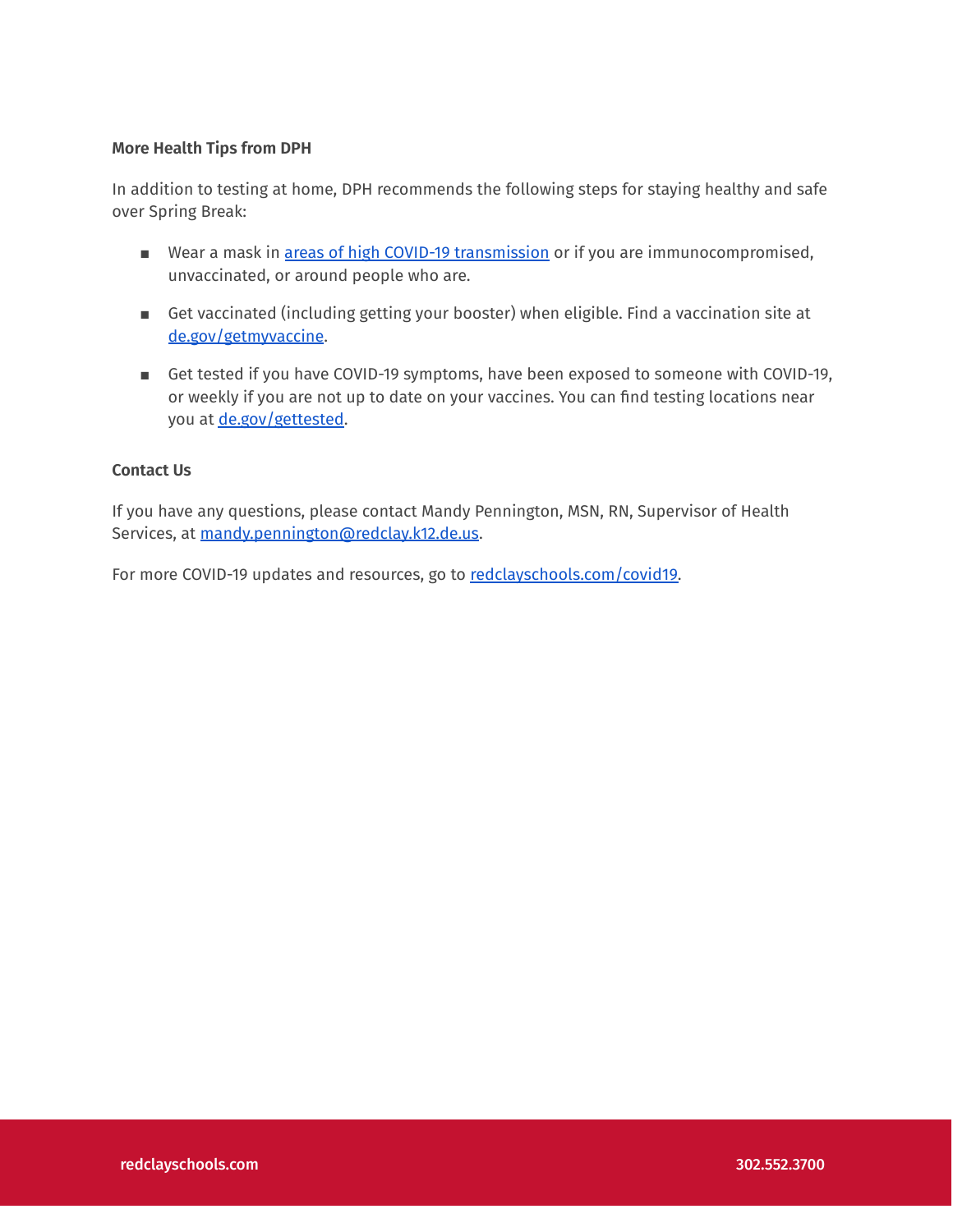**More Health Tips from DPH**

In addition to testing at home, DPH recommends the following steps for staying healthy and safe over Spring Break:

- Wear a mask in areas of high COVID-19 transmission or if you are immunocompromised, unvaccinated, or around people who are.
- Get vaccinated (including getting your booster) when eligible. Find a vaccination site at de.gov/getmyvaccine.
- Get tested if you have COVID-19 symptoms, have been exposed to someone with COVID-19, or weekly if you are not up to date on your vaccines. You can find testing locations near you at de.gov/gettested.

**Contact Us**

If you have any questions, please contact Mandy Pennington, MSN, RN, Supervisor of Health Services, at mandy.pennington@redclay.k12.de.us.

For more COVID-19 updates and resources, go to redclayschools.com/covid19.